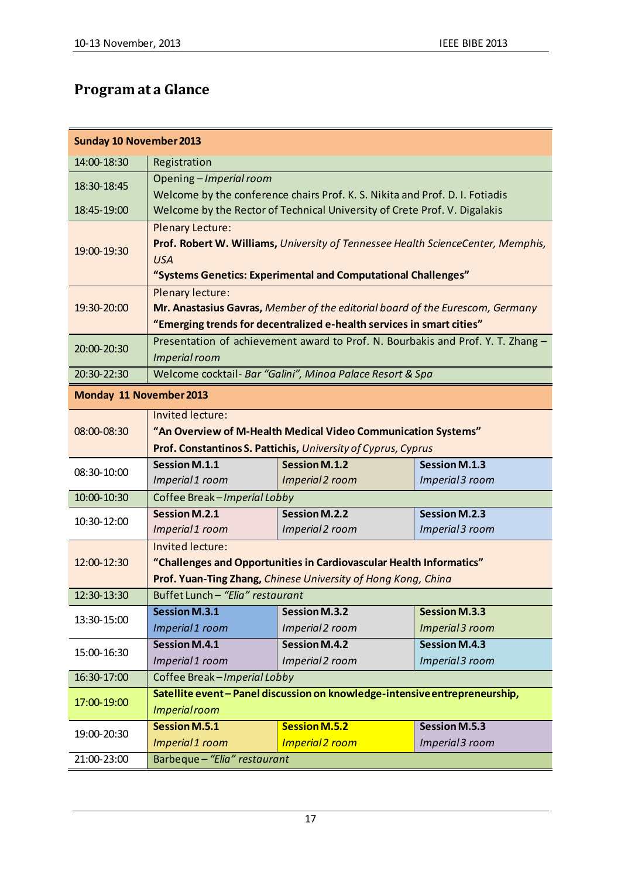# Program at a Glance

| Sunday 10 November 2013 | | | |
|---|---|---|---|
| 14:00-18:30 | Registration | | |
| 18:30-18:45 | Opening – *Imperial room*<br>Welcome by the conference chairs Prof. K. S. Nikita and Prof. D. I. Fotiadis | | |
| 18:45-19:00 | Welcome by the Rector of Technical University of Crete Prof. V. Digalakis | | |
| 19:00-19:30 | Plenary Lecture:<br>**Prof. Robert W. Williams,** *University of Tennessee Health ScienceCenter, Memphis, USA*<br>**"Systems Genetics: Experimental and Computational Challenges"** | | |
| 19:30-20:00 | Plenary lecture:<br>**Mr. Anastasius Gavras,** *Member of the editorial board of the Eurescom, Germany*<br>**"Emerging trends for decentralized e-health services in smart cities"** | | |
| 20:00-20:30 | Presentation of achievement award to Prof. N. Bourbakis and Prof. Y. T. Zhang – *Imperial room* | | |
| 20:30-22:30 | Welcome cocktail- *Bar "Galini", Minoa Palace Resort & Spa* | | |
| **Monday 11 November 2013** | | | |
| 08:00-08:30 | Invited lecture:<br>**"An Overview of M-Health Medical Video Communication Systems"**<br>**Prof. Constantinos S. Pattichis,** *University of Cyprus, Cyprus* | | |
| 08:30-10:00 | **Session M.1.1**<br>*Imperial 1 room* | **Session M.1.2**<br>*Imperial 2 room* | **Session M.1.3**<br>*Imperial 3 room* |
| 10:00-10:30 | Coffee Break – *Imperial Lobby* | | |
| 10:30-12:00 | **Session M.2.1**<br>*Imperial 1 room* | **Session M.2.2**<br>*Imperial 2 room* | **Session M.2.3**<br>*Imperial 3 room* |
| 12:00-12:30 | Invited lecture:<br>**"Challenges and Opportunities in Cardiovascular Health Informatics"**<br>**Prof. Yuan-Ting Zhang,** *Chinese University of Hong Kong, China* | | |
| 12:30-13:30 | Buffet Lunch – *"Elia" restaurant* | | |
| 13:30-15:00 | **Session M.3.1**<br>*Imperial 1 room* | **Session M.3.2**<br>*Imperial 2 room* | **Session M.3.3**<br>*Imperial 3 room* |
| 15:00-16:30 | **Session M.4.1**<br>*Imperial 1 room* | **Session M.4.2**<br>*Imperial 2 room* | **Session M.4.3**<br>*Imperial 3 room* |
| 16:30-17:00 | Coffee Break – *Imperial Lobby* | | |
| 17:00-19:00 | **Satellite event – Panel discussion on knowledge-intensive entrepreneurship,**<br>*Imperial room* | | |
| 19:00-20:30 | **Session M.5.1**<br>*Imperial 1 room* | **Session M.5.2**<br>*Imperial 2 room* | **Session M.5.3**<br>*Imperial 3 room* |
| 21:00-23:00 | Barbeque – *"Elia" restaurant* | | |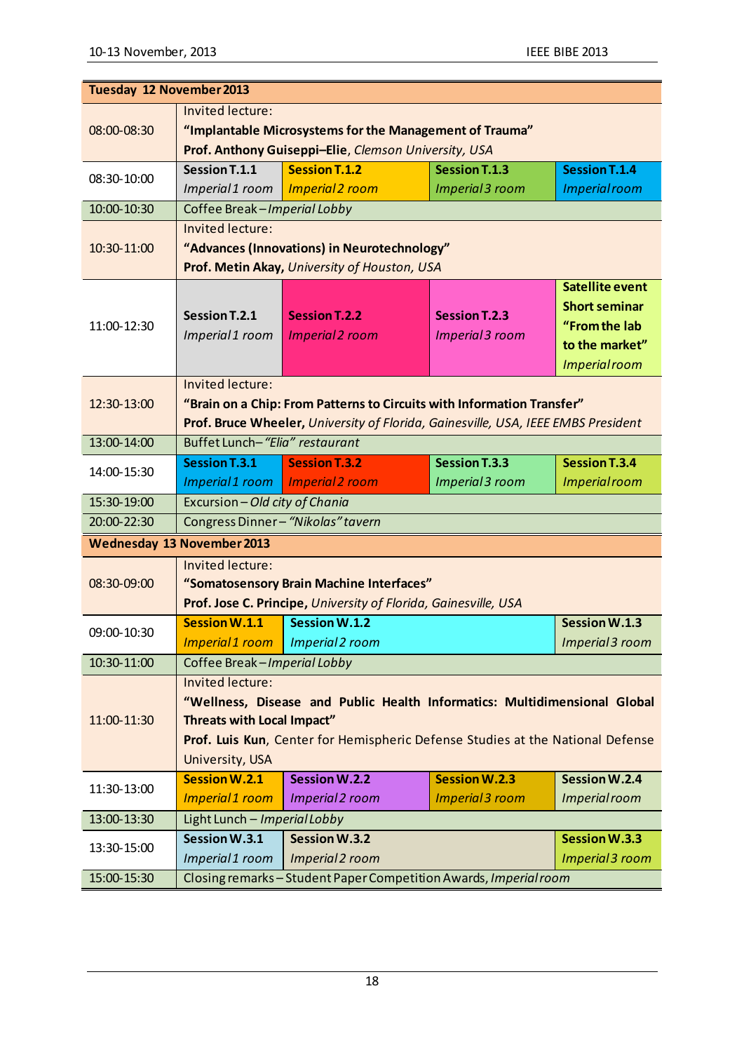| Tuesday 12 November 2013 | | | | |
|---|---|---|---|---|
| 08:00-08:30 | Invited lecture: **"Implantable Microsystems for the Management of Trauma"** **Prof. Anthony Guiseppi–Elie**, *Clemson University, USA* | | | |
| 08:30-10:00 | **Session T.1.1** *Imperial 1 room* | **Session T.1.2** *Imperial 2 room* | **Session T.1.3** *Imperial 3 room* | **Session T.1.4** *Imperial room* |
| 10:00-10:30 | Coffee Break – *Imperial Lobby* | | | |
| 10:30-11:00 | Invited lecture: **"Advances (Innovations) in Neurotechnology"** **Prof. Metin Akay,** *University of Houston, USA* | | | |
| 11:00-12:30 | **Session T.2.1** *Imperial 1 room* | **Session T.2.2** *Imperial 2 room* | **Session T.2.3** *Imperial 3 room* | **Satellite event Short seminar "From the lab to the market"** *Imperial room* |
| 12:30-13:00 | Invited lecture: **"Brain on a Chip: From Patterns to Circuits with Information Transfer"** **Prof. Bruce Wheeler,** *University of Florida, Gainesville, USA, IEEE EMBS President* | | | |
| 13:00-14:00 | Buffet Lunch– *"Elia" restaurant* | | | |
| 14:00-15:30 | **Session T.3.1** *Imperial 1 room* | **Session T.3.2** *Imperial 2 room* | **Session T.3.3** *Imperial 3 room* | **Session T.3.4** *Imperial room* |
| 15:30-19:00 | Excursion – *Old city of Chania* | | | |
| 20:00-22:30 | Congress Dinner – *"Nikolas" tavern* | | | |
| **Wednesday 13 November 2013** | | | | |
| 08:30-09:00 | Invited lecture: **"Somatosensory Brain Machine Interfaces"** **Prof. Jose C. Principe,** *University of Florida, Gainesville, USA* | | | |
| 09:00-10:30 | **Session W.1.1** *Imperial 1 room* | **Session W.1.2** *Imperial 2 room* | | **Session W.1.3** *Imperial 3 room* |
| 10:30-11:00 | Coffee Break – *Imperial Lobby* | | | |
| 11:00-11:30 | Invited lecture: **"Wellness, Disease and Public Health Informatics: Multidimensional Global Threats with Local Impact"** **Prof. Luis Kun**, Center for Hemispheric Defense Studies at the National Defense University, USA | | | |
| 11:30-13:00 | **Session W.2.1** *Imperial 1 room* | **Session W.2.2** *Imperial 2 room* | **Session W.2.3** *Imperial 3 room* | **Session W.2.4** *Imperial room* |
| 13:00-13:30 | Light Lunch – *Imperial Lobby* | | | |
| 13:30-15:00 | **Session W.3.1** *Imperial 1 room* | **Session W.3.2** *Imperial 2 room* | | **Session W.3.3** *Imperial 3 room* |
| 15:00-15:30 | Closing remarks – Student Paper Competition Awards, *Imperial room* | | | |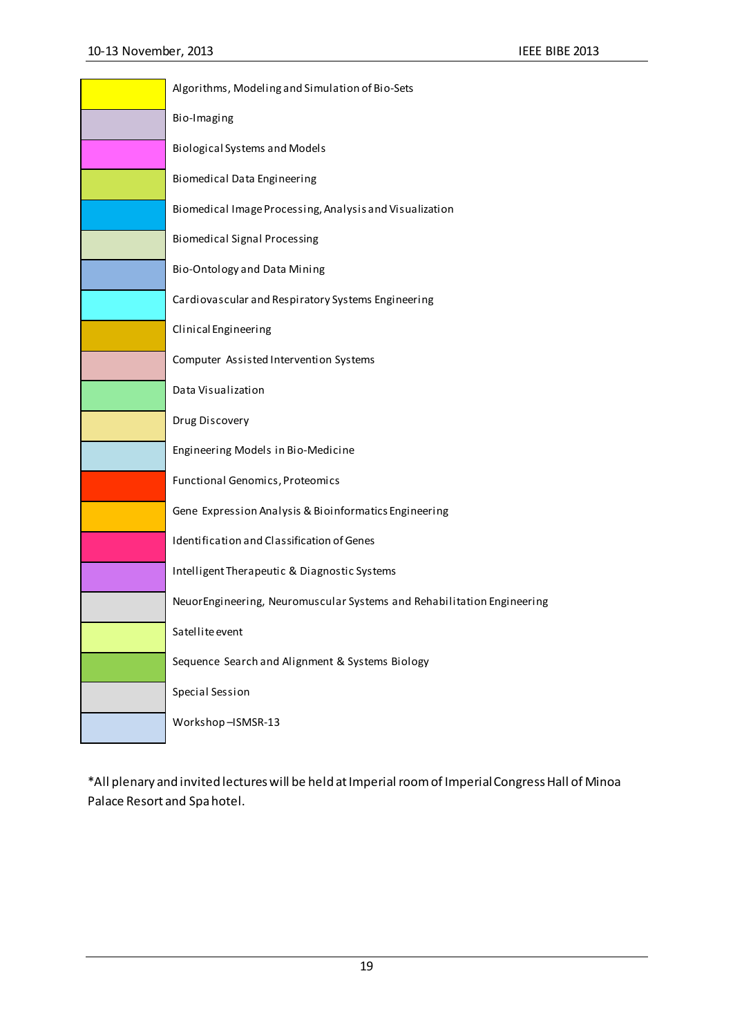| | |
|---|---|
| | Algorithms, Modeling and Simulation of Bio-Sets |
| | Bio-Imaging |
| | Biological Systems and Models |
| | Biomedical Data Engineering |
| | Biomedical Image Processing, Analysis and Visualization |
| | Biomedical Signal Processing |
| | Bio-Ontology and Data Mining |
| | Cardiovascular and Respiratory Systems Engineering |
| | Clinical Engineering |
| | Computer Assisted Intervention Systems |
| | Data Visualization |
| | Drug Discovery |
| | Engineering Models in Bio-Medicine |
| | Functional Genomics, Proteomics |
| | Gene Expression Analysis & Bioinformatics Engineering |
| | Identification and Classification of Genes |
| | Intelligent Therapeutic & Diagnostic Systems |
| | NeuorEngineering, Neuromuscular Systems and Rehabilitation Engineering |
| | Satellite event |
| | Sequence Search and Alignment & Systems Biology |
| | Special Session |
| | Workshop –ISMSR-13 |

*All plenary and invited lectures will be held at Imperial room of Imperial Congress Hall of Minoa Palace Resort and Spa hotel.